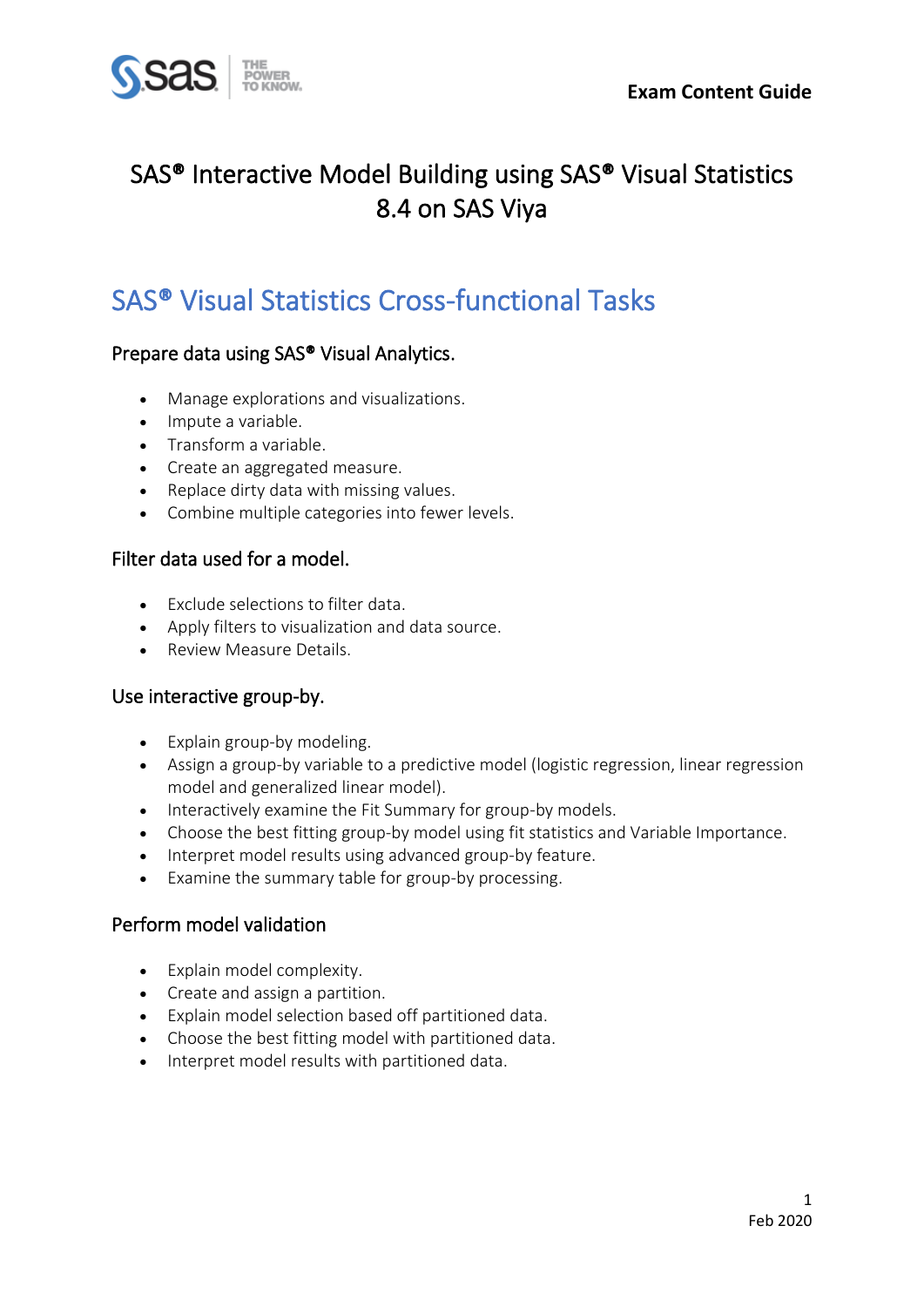Exam Content Guide

# SAS® Interactive Model Building using SAS® Visual Statistics 8.4 on SAS Viya

## SAS® Visual Statistics Cross-functional Tasks

### Prepare data using SAS® Visual Analytics.

- Manage explorations and visualizations.
- Impute a variable.
- Transform a variable.
- Create an aggregated measure.
- Replace dirty data with missing values.
- Combine multiple categories into fewer levels.

### Filter data used for a model.

- Exclude selections to filter data.
- Apply filters to visualization and data source.
- Review Measure Details.

### Use interactive group-by.

- Explain group-by modeling.
- Assign a group-by variable to a predictive model (logistic regression, linear regression model and generalized linear model).
- Interactively examine the Fit Summary for group-by models.
- Choose the best fitting group-by model using fit statistics and Variable Importance.
- Interpret model results using advanced group-by feature.
- Examine the summary table for group-by processing.

### Perform model validation

- Explain model complexity.
- Create and assign a partition.
- Explain model selection based off partitioned data.
- Choose the best fitting model with partitioned data.
- Interpret model results with partitioned data.

Feb 2020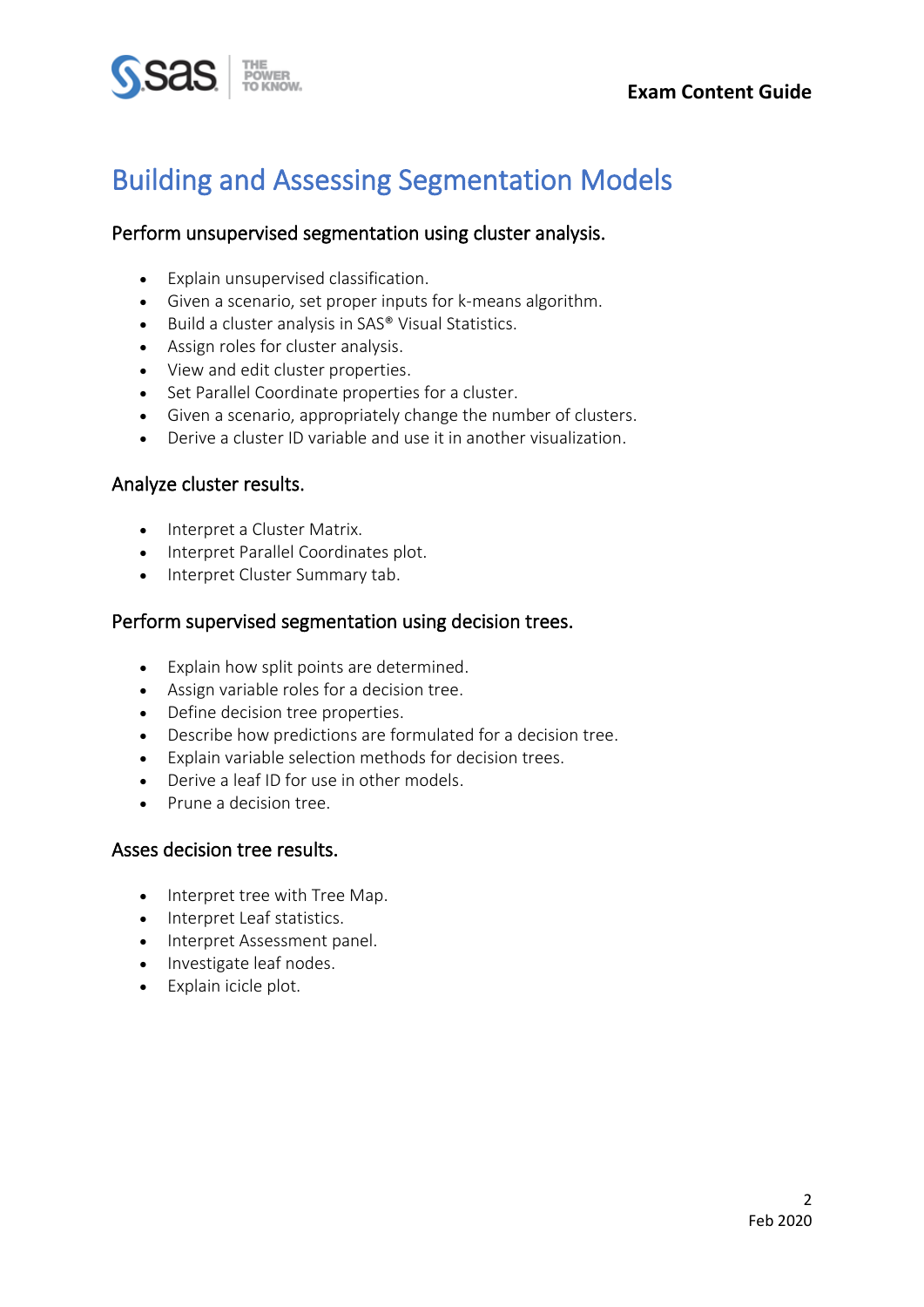# Building and Assessing Segmentation Models

## Perform unsupervised segmentation using cluster analysis.

- Explain unsupervised classification.
- Given a scenario, set proper inputs for k-means algorithm.
- Build a cluster analysis in SAS® Visual Statistics.
- Assign roles for cluster analysis.
- View and edit cluster properties.
- Set Parallel Coordinate properties for a cluster.
- Given a scenario, appropriately change the number of clusters.
- Derive a cluster ID variable and use it in another visualization.

## Analyze cluster results.

- Interpret a Cluster Matrix.
- Interpret Parallel Coordinates plot.
- Interpret Cluster Summary tab.

## Perform supervised segmentation using decision trees.

- Explain how split points are determined.
- Assign variable roles for a decision tree.
- Define decision tree properties.
- Describe how predictions are formulated for a decision tree.
- Explain variable selection methods for decision trees.
- Derive a leaf ID for use in other models.
- Prune a decision tree.

## Asses decision tree results.

- Interpret tree with Tree Map.
- Interpret Leaf statistics.
- Interpret Assessment panel.
- Investigate leaf nodes.
- Explain icicle plot.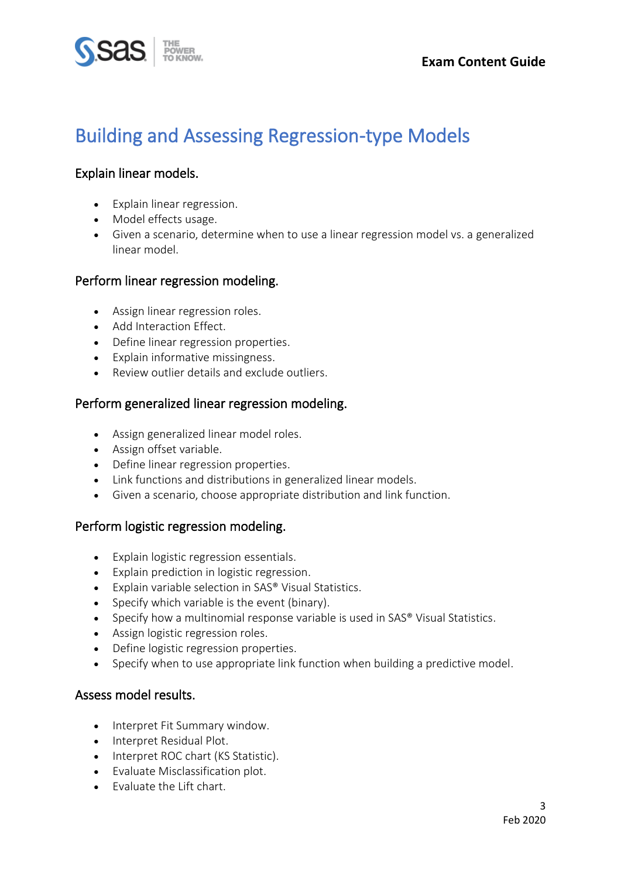# Building and Assessing Regression-type Models

## Explain linear models.

- Explain linear regression.
- Model effects usage.
- Given a scenario, determine when to use a linear regression model vs. a generalized linear model.

## Perform linear regression modeling.

- Assign linear regression roles.
- Add Interaction Effect.
- Define linear regression properties.
- Explain informative missingness.
- Review outlier details and exclude outliers.

## Perform generalized linear regression modeling.

- Assign generalized linear model roles.
- Assign offset variable.
- Define linear regression properties.
- Link functions and distributions in generalized linear models.
- Given a scenario, choose appropriate distribution and link function.

## Perform logistic regression modeling.

- Explain logistic regression essentials.
- Explain prediction in logistic regression.
- Explain variable selection in SAS® Visual Statistics.
- Specify which variable is the event (binary).
- Specify how a multinomial response variable is used in SAS® Visual Statistics.
- Assign logistic regression roles.
- Define logistic regression properties.
- Specify when to use appropriate link function when building a predictive model.

## Assess model results.

- Interpret Fit Summary window.
- Interpret Residual Plot.
- Interpret ROC chart (KS Statistic).
- Evaluate Misclassification plot.
- Evaluate the Lift chart.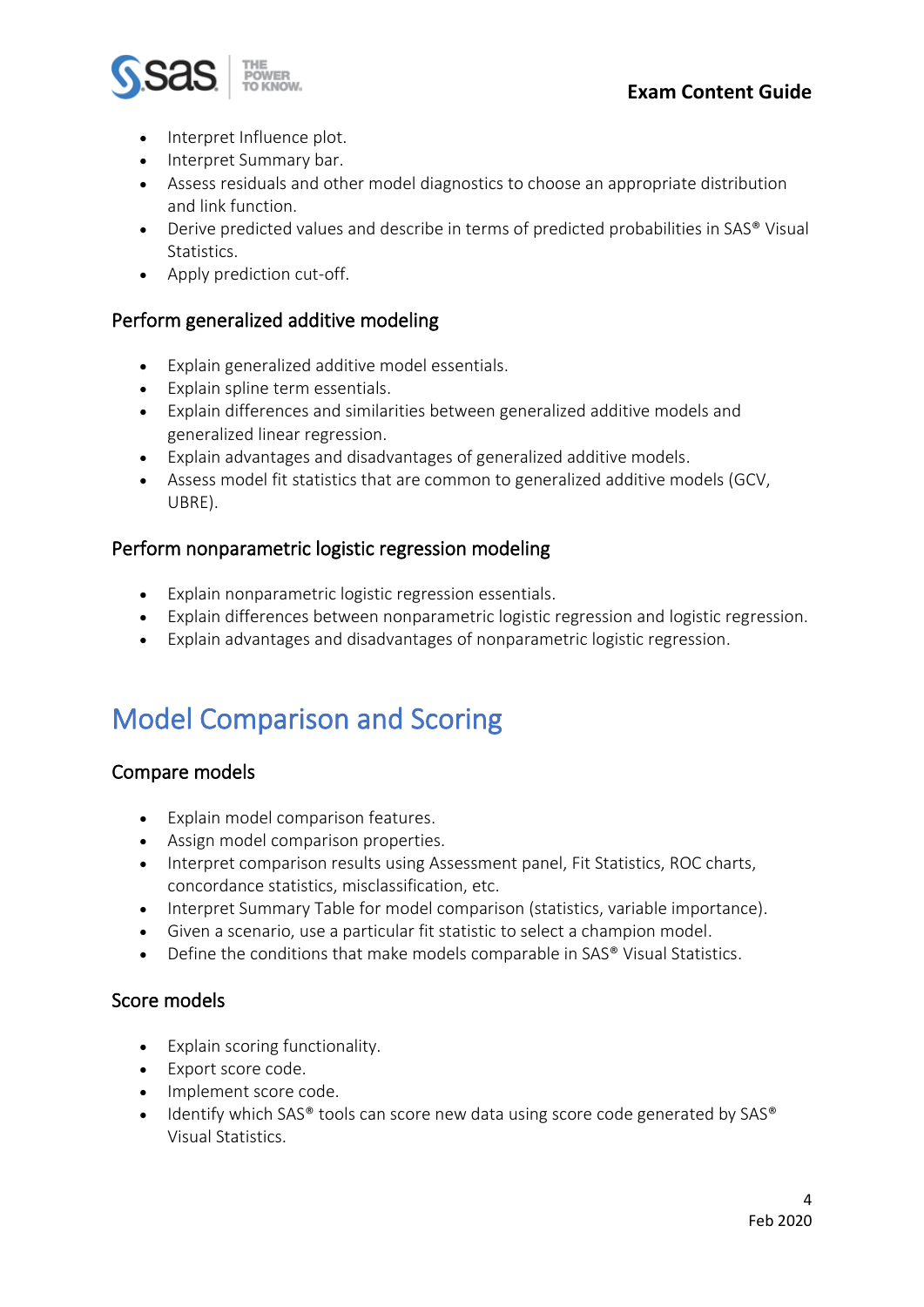- Interpret Influence plot.
- Interpret Summary bar.
- Assess residuals and other model diagnostics to choose an appropriate distribution and link function.
- Derive predicted values and describe in terms of predicted probabilities in SAS® Visual Statistics.
- Apply prediction cut-off.

### Perform generalized additive modeling

- Explain generalized additive model essentials.
- Explain spline term essentials.
- Explain differences and similarities between generalized additive models and generalized linear regression.
- Explain advantages and disadvantages of generalized additive models.
- Assess model fit statistics that are common to generalized additive models (GCV, UBRE).

### Perform nonparametric logistic regression modeling

- Explain nonparametric logistic regression essentials.
- Explain differences between nonparametric logistic regression and logistic regression.
- Explain advantages and disadvantages of nonparametric logistic regression.

## Model Comparison and Scoring

### Compare models

- Explain model comparison features.
- Assign model comparison properties.
- Interpret comparison results using Assessment panel, Fit Statistics, ROC charts, concordance statistics, misclassification, etc.
- Interpret Summary Table for model comparison (statistics, variable importance).
- Given a scenario, use a particular fit statistic to select a champion model.
- Define the conditions that make models comparable in SAS® Visual Statistics.

### Score models

- Explain scoring functionality.
- Export score code.
- Implement score code.
- Identify which SAS® tools can score new data using score code generated by SAS® Visual Statistics.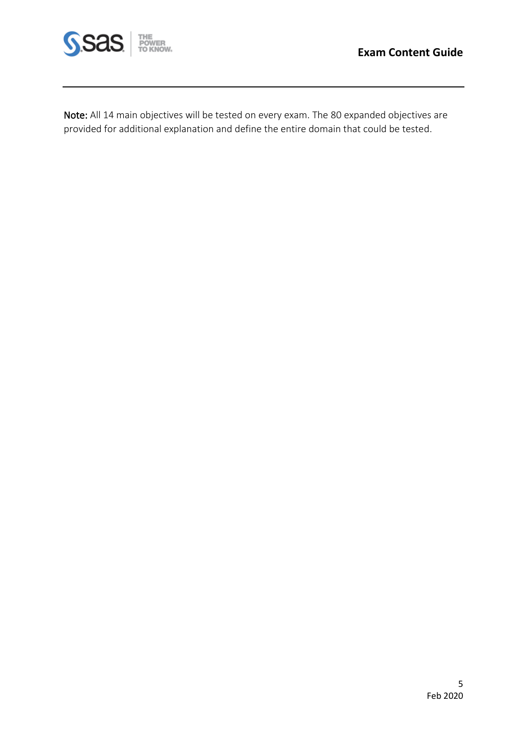**Note:** All 14 main objectives will be tested on every exam. The 80 expanded objectives are provided for additional explanation and define the entire domain that could be tested.